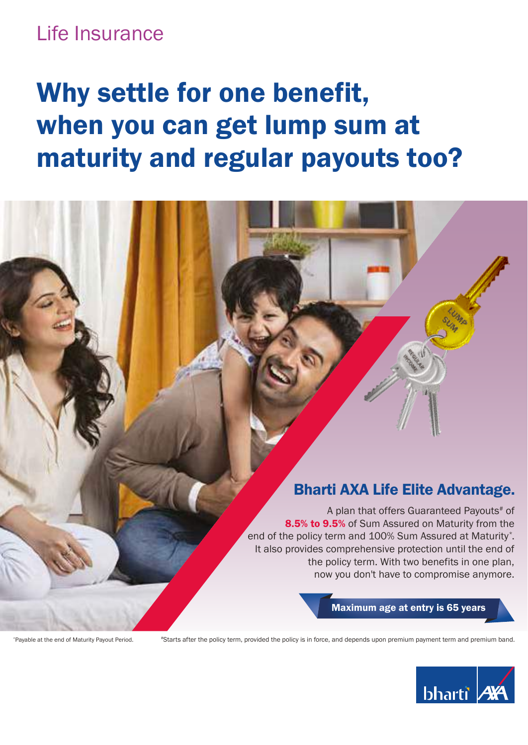Life Insurance

# Why settle for one benefit, when you can get lump sum at maturity and regular payouts too?

## Bharti AXA Life Elite Advantage.

A plan that offers Guaranteed Payouts# of **8.5% to 9.5%** of Sum Assured on Maturity from the end of the policy term and 100% Sum Assured at Maturity*. It also provides comprehensive protection until the end of the policy term. With two benefits in one plan, now you don't have to compromise anymore.

**Maximum age at entry is 65 years**

*Payable at the end of Maturity Payout Period.

#Starts after the policy term, provided the policy is in force, and depends upon premium payment term and premium band.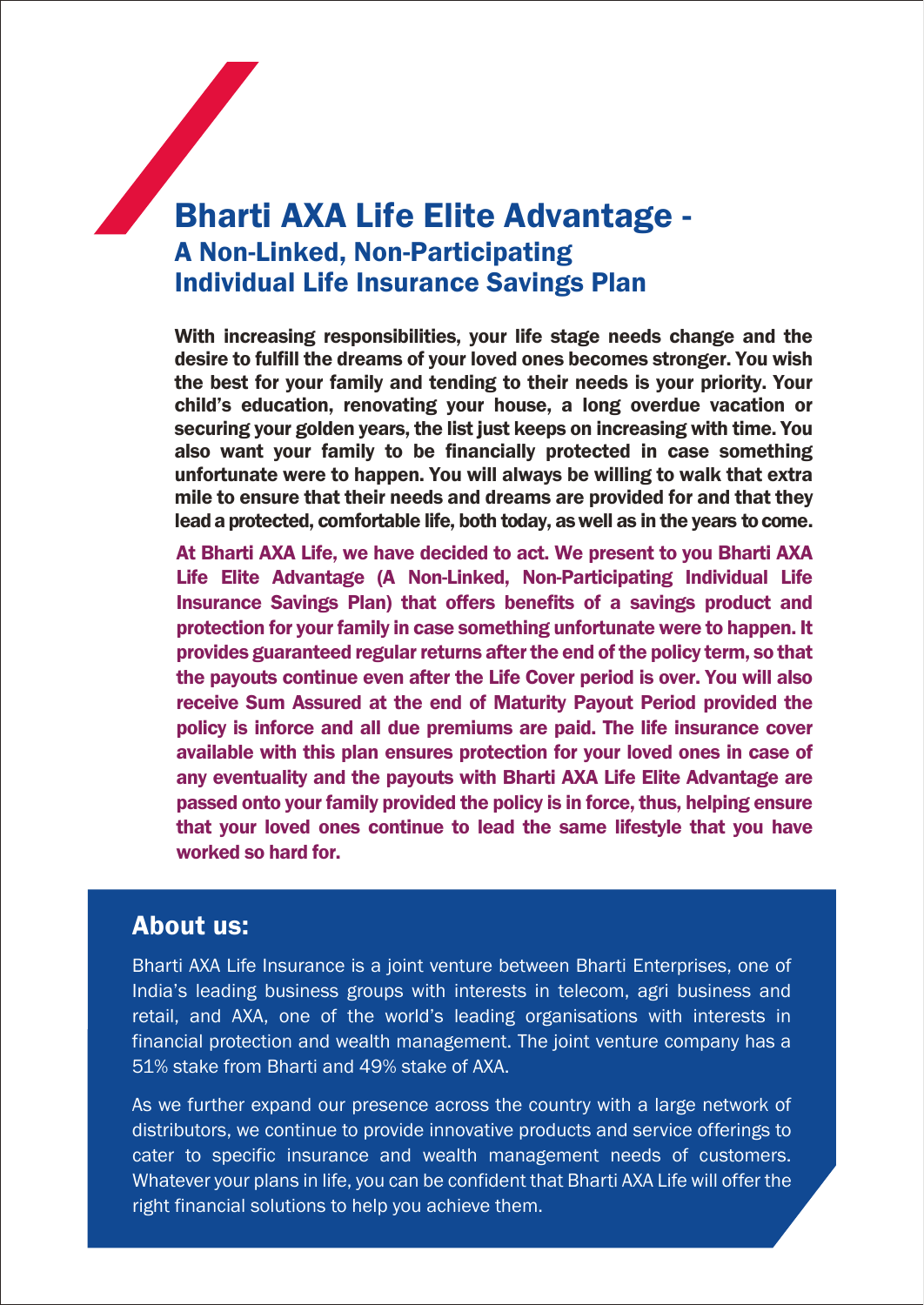# Bharti AXA Life Elite Advantage -

## A Non-Linked, Non-Participating Individual Life Insurance Savings Plan

**With increasing responsibilities, your life stage needs change and the desire to fulfill the dreams of your loved ones becomes stronger. You wish the best for your family and tending to their needs is your priority. Your child's education, renovating your house, a long overdue vacation or securing your golden years, the list just keeps on increasing with time. You also want your family to be financially protected in case something unfortunate were to happen. You will always be willing to walk that extra mile to ensure that their needs and dreams are provided for and that they lead a protected, comfortable life, both today, as well as in the years to come.**

**At Bharti AXA Life, we have decided to act. We present to you Bharti AXA Life Elite Advantage (A Non-Linked, Non-Participating Individual Life Insurance Savings Plan) that offers benefits of a savings product and protection for your family in case something unfortunate were to happen. It provides guaranteed regular returns after the end of the policy term, so that the payouts continue even after the Life Cover period is over. You will also receive Sum Assured at the end of Maturity Payout Period provided the policy is inforce and all due premiums are paid. The life insurance cover available with this plan ensures protection for your loved ones in case of any eventuality and the payouts with Bharti AXA Life Elite Advantage are passed onto your family provided the policy is in force, thus, helping ensure that your loved ones continue to lead the same lifestyle that you have worked so hard for.**

## About us:

Bharti AXA Life Insurance is a joint venture between Bharti Enterprises, one of India's leading business groups with interests in telecom, agri business and retail, and AXA, one of the world's leading organisations with interests in financial protection and wealth management. The joint venture company has a 51% stake from Bharti and 49% stake of AXA.

As we further expand our presence across the country with a large network of distributors, we continue to provide innovative products and service offerings to cater to specific insurance and wealth management needs of customers. Whatever your plans in life, you can be confident that Bharti AXA Life will offer the right financial solutions to help you achieve them.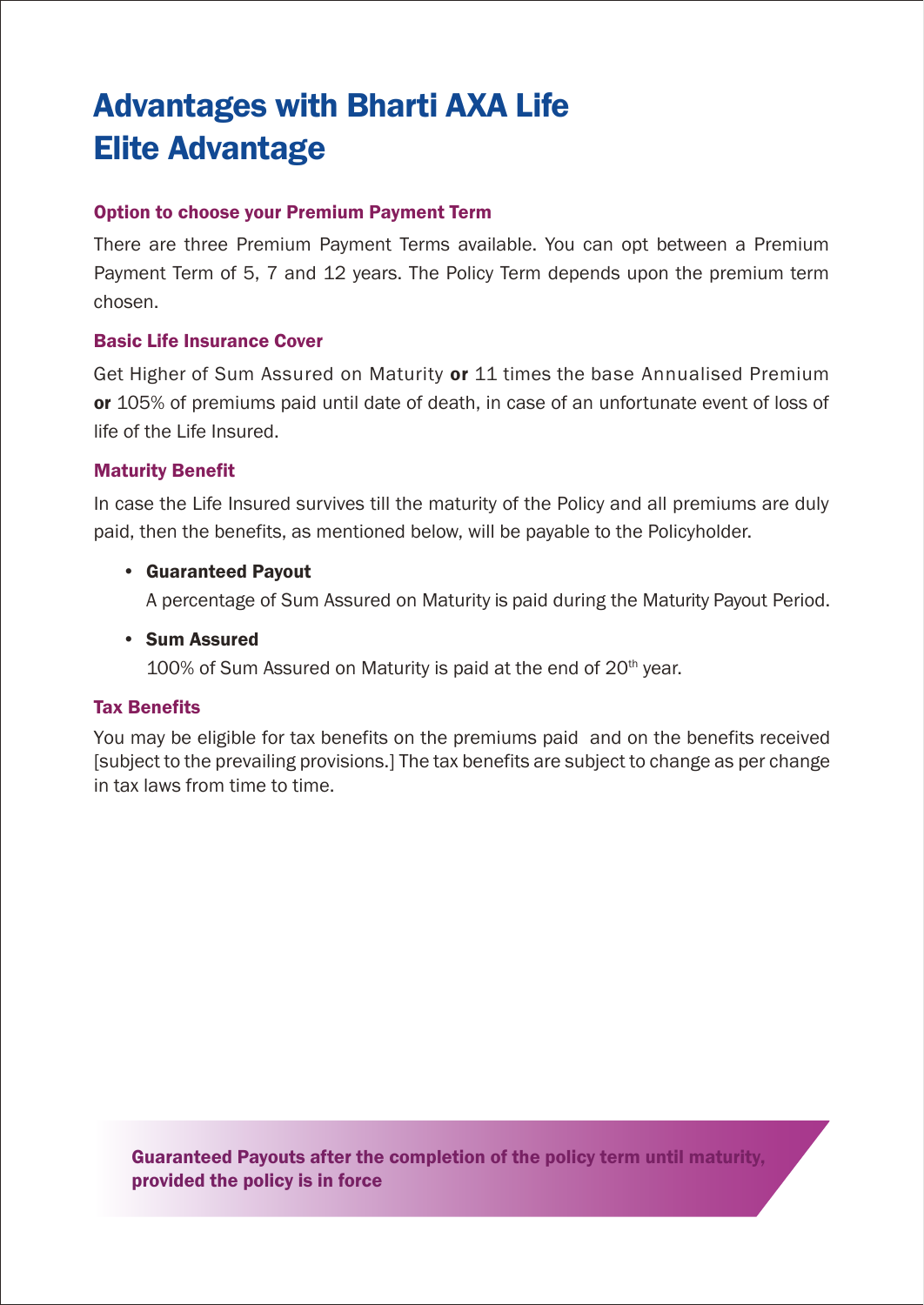# Advantages with Bharti AXA Life Elite Advantage

### Option to choose your Premium Payment Term

There are three Premium Payment Terms available. You can opt between a Premium Payment Term of 5, 7 and 12 years. The Policy Term depends upon the premium term chosen.

### Basic Life Insurance Cover

Get Higher of Sum Assured on Maturity **or** 11 times the base Annualised Premium **or** 105% of premiums paid until date of death, in case of an unfortunate event of loss of life of the Life Insured.

### Maturity Benefit

In case the Life Insured survives till the maturity of the Policy and all premiums are duly paid, then the benefits, as mentioned below, will be payable to the Policyholder.

- **Guaranteed Payout**
  A percentage of Sum Assured on Maturity is paid during the Maturity Payout Period.
- **Sum Assured**
  100% of Sum Assured on Maturity is paid at the end of 20th year.

### Tax Benefits

You may be eligible for tax benefits on the premiums paid and on the benefits received [subject to the prevailing provisions.] The tax benefits are subject to change as per change in tax laws from time to time.

**Guaranteed Payouts after the completion of the policy term until maturity, provided the policy is in force**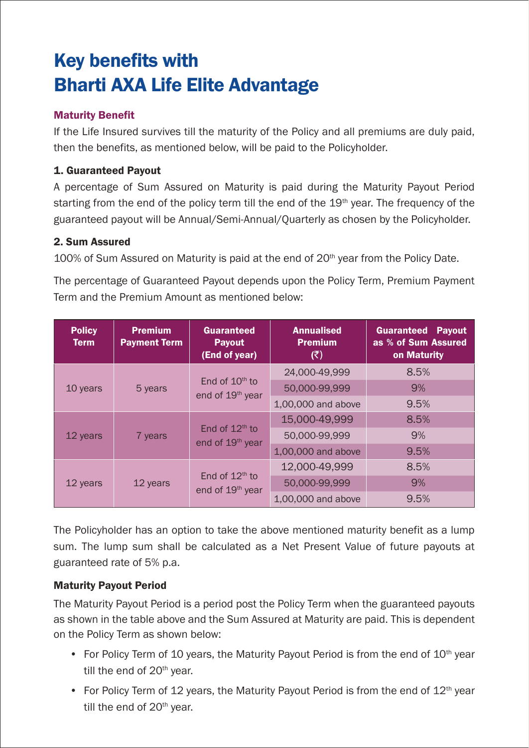# Key benefits with Bharti AXA Life Elite Advantage

### Maturity Benefit

If the Life Insured survives till the maturity of the Policy and all premiums are duly paid, then the benefits, as mentioned below, will be paid to the Policyholder.

**1. Guaranteed Payout**

A percentage of Sum Assured on Maturity is paid during the Maturity Payout Period starting from the end of the policy term till the end of the 19th year. The frequency of the guaranteed payout will be Annual/Semi-Annual/Quarterly as chosen by the Policyholder.

**2. Sum Assured**

100% of Sum Assured on Maturity is paid at the end of 20th year from the Policy Date.

The percentage of Guaranteed Payout depends upon the Policy Term, Premium Payment Term and the Premium Amount as mentioned below:

| Policy Term | Premium Payment Term | Guaranteed Payout (End of year) | Annualised Premium (₹) | Guaranteed Payout as % of Sum Assured on Maturity |
|---|---|---|---|---|
| 10 years | 5 years | End of 10th to end of 19th year | 24,000-49,999 | 8.5% |
| | | | 50,000-99,999 | 9% |
| | | | 1,00,000 and above | 9.5% |
| 12 years | 7 years | End of 12th to end of 19th year | 15,000-49,999 | 8.5% |
| | | | 50,000-99,999 | 9% |
| | | | 1,00,000 and above | 9.5% |
| 12 years | 12 years | End of 12th to end of 19th year | 12,000-49,999 | 8.5% |
| | | | 50,000-99,999 | 9% |
| | | | 1,00,000 and above | 9.5% |

The Policyholder has an option to take the above mentioned maturity benefit as a lump sum. The lump sum shall be calculated as a Net Present Value of future payouts at guaranteed rate of 5% p.a.

**Maturity Payout Period**

The Maturity Payout Period is a period post the Policy Term when the guaranteed payouts as shown in the table above and the Sum Assured at Maturity are paid. This is dependent on the Policy Term as shown below:

- For Policy Term of 10 years, the Maturity Payout Period is from the end of 10th year till the end of 20th year.
- For Policy Term of 12 years, the Maturity Payout Period is from the end of 12th year till the end of 20th year.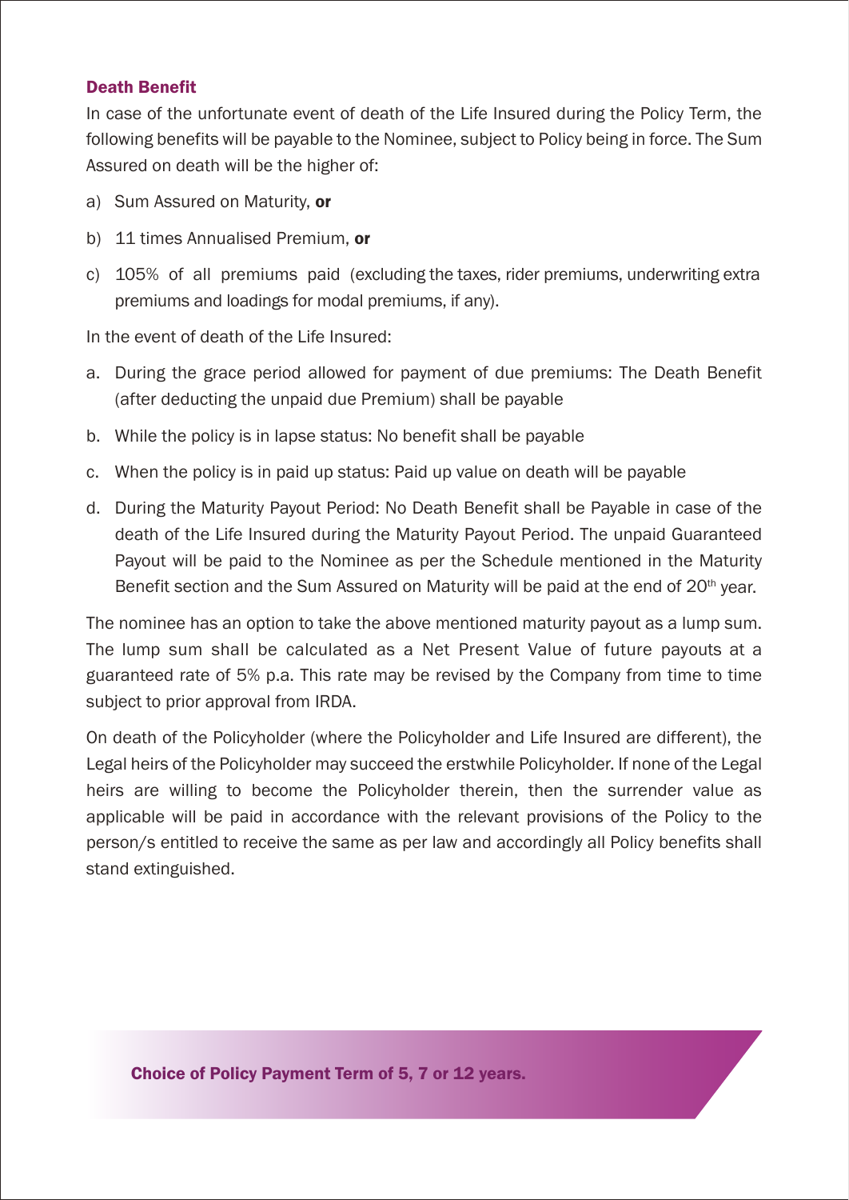## Death Benefit

In case of the unfortunate event of death of the Life Insured during the Policy Term, the following benefits will be payable to the Nominee, subject to Policy being in force. The Sum Assured on death will be the higher of:

a) Sum Assured on Maturity, **or**

b) 11 times Annualised Premium, **or**

c) 105% of all premiums paid (excluding the taxes, rider premiums, underwriting extra premiums and loadings for modal premiums, if any).

In the event of death of the Life Insured:

a. During the grace period allowed for payment of due premiums: The Death Benefit (after deducting the unpaid due Premium) shall be payable

b. While the policy is in lapse status: No benefit shall be payable

c. When the policy is in paid up status: Paid up value on death will be payable

d. During the Maturity Payout Period: No Death Benefit shall be Payable in case of the death of the Life Insured during the Maturity Payout Period. The unpaid Guaranteed Payout will be paid to the Nominee as per the Schedule mentioned in the Maturity Benefit section and the Sum Assured on Maturity will be paid at the end of 20th year.

The nominee has an option to take the above mentioned maturity payout as a lump sum. The lump sum shall be calculated as a Net Present Value of future payouts at a guaranteed rate of 5% p.a. This rate may be revised by the Company from time to time subject to prior approval from IRDA.

On death of the Policyholder (where the Policyholder and Life Insured are different), the Legal heirs of the Policyholder may succeed the erstwhile Policyholder. If none of the Legal heirs are willing to become the Policyholder therein, then the surrender value as applicable will be paid in accordance with the relevant provisions of the Policy to the person/s entitled to receive the same as per law and accordingly all Policy benefits shall stand extinguished.

**Choice of Policy Payment Term of 5, 7 or 12 years.**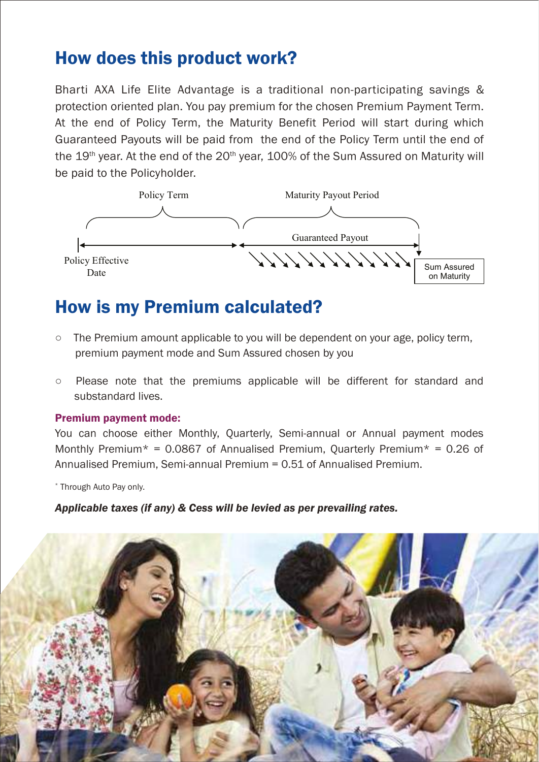## How does this product work?

Bharti AXA Life Elite Advantage is a traditional non-participating savings & protection oriented plan. You pay premium for the chosen Premium Payment Term. At the end of Policy Term, the Maturity Benefit Period will start during which Guaranteed Payouts will be paid from the end of the Policy Term until the end of the 19th year. At the end of the 20th year, 100% of the Sum Assured on Maturity will be paid to the Policyholder.

Policy Term | Maturity Payout Period

Policy Effective Date | Guaranteed Payout | Sum Assured on Maturity

## How is my Premium calculated?

- The Premium amount applicable to you will be dependent on your age, policy term, premium payment mode and Sum Assured chosen by you
- Please note that the premiums applicable will be different for standard and substandard lives.

### Premium payment mode:

You can choose either Monthly, Quarterly, Semi-annual or Annual payment modes Monthly Premium* = 0.0867 of Annualised Premium, Quarterly Premium* = 0.26 of Annualised Premium, Semi-annual Premium = 0.51 of Annualised Premium.

* Through Auto Pay only.

***Applicable taxes (if any) & Cess will be levied as per prevailing rates.***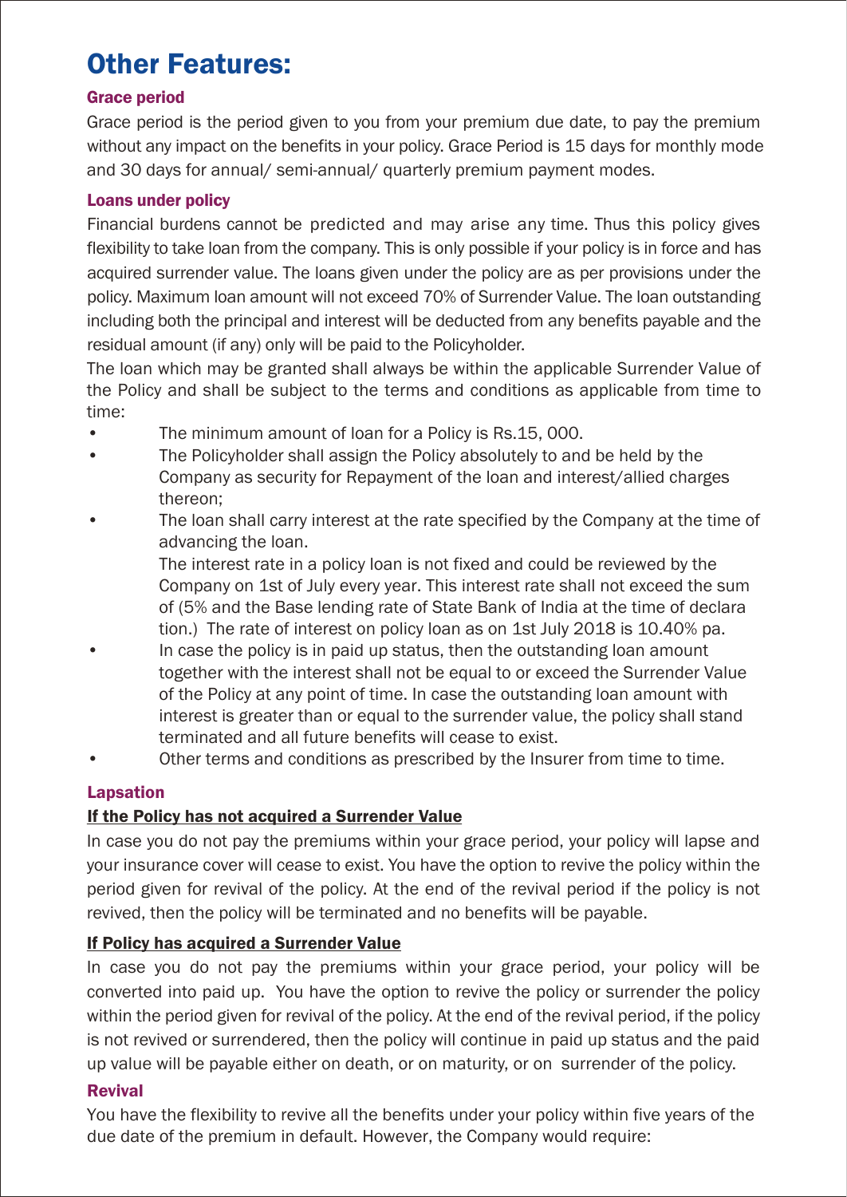# Other Features:

### Grace period

Grace period is the period given to you from your premium due date, to pay the premium without any impact on the benefits in your policy. Grace Period is 15 days for monthly mode and 30 days for annual/ semi-annual/ quarterly premium payment modes.

### Loans under policy

Financial burdens cannot be predicted and may arise any time. Thus this policy gives flexibility to take loan from the company. This is only possible if your policy is in force and has acquired surrender value. The loans given under the policy are as per provisions under the policy. Maximum loan amount will not exceed 70% of Surrender Value. The loan outstanding including both the principal and interest will be deducted from any benefits payable and the residual amount (if any) only will be paid to the Policyholder.

The loan which may be granted shall always be within the applicable Surrender Value of the Policy and shall be subject to the terms and conditions as applicable from time to time:

- The minimum amount of loan for a Policy is Rs.15, 000.
- The Policyholder shall assign the Policy absolutely to and be held by the Company as security for Repayment of the loan and interest/allied charges thereon;
- The loan shall carry interest at the rate specified by the Company at the time of advancing the loan.
  The interest rate in a policy loan is not fixed and could be reviewed by the Company on 1st of July every year. This interest rate shall not exceed the sum of (5% and the Base lending rate of State Bank of India at the time of declara tion.) The rate of interest on policy loan as on 1st July 2018 is 10.40% pa.
- In case the policy is in paid up status, then the outstanding loan amount together with the interest shall not be equal to or exceed the Surrender Value of the Policy at any point of time. In case the outstanding loan amount with interest is greater than or equal to the surrender value, the policy shall stand terminated and all future benefits will cease to exist.
- Other terms and conditions as prescribed by the Insurer from time to time.

### Lapsation

**If the Policy has not acquired a Surrender Value**

In case you do not pay the premiums within your grace period, your policy will lapse and your insurance cover will cease to exist. You have the option to revive the policy within the period given for revival of the policy. At the end of the revival period if the policy is not revived, then the policy will be terminated and no benefits will be payable.

**If Policy has acquired a Surrender Value**

In case you do not pay the premiums within your grace period, your policy will be converted into paid up. You have the option to revive the policy or surrender the policy within the period given for revival of the policy. At the end of the revival period, if the policy is not revived or surrendered, then the policy will continue in paid up status and the paid up value will be payable either on death, or on maturity, or on surrender of the policy.

### Revival

You have the flexibility to revive all the benefits under your policy within five years of the due date of the premium in default. However, the Company would require: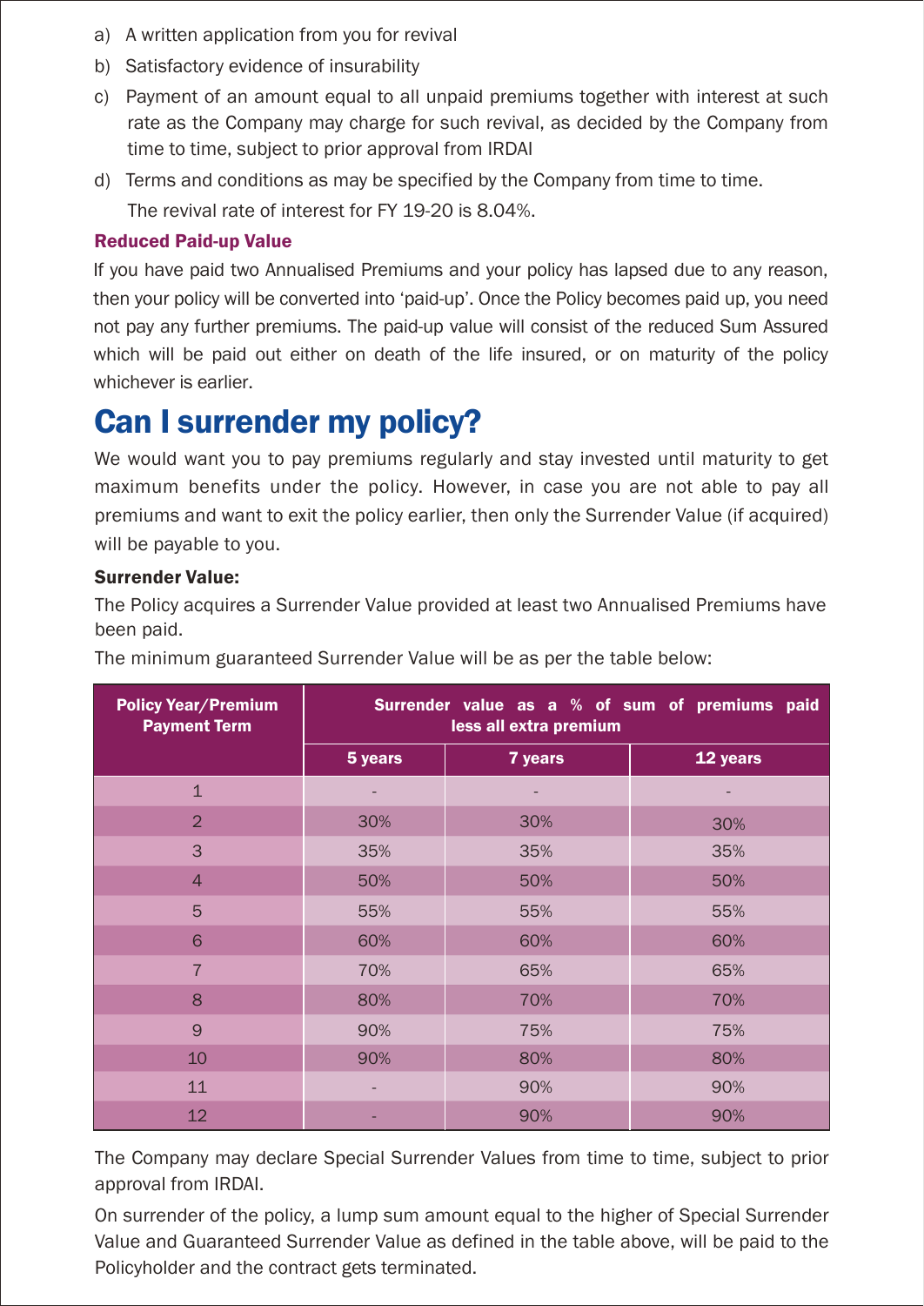a) A written application from you for revival

b) Satisfactory evidence of insurability

c) Payment of an amount equal to all unpaid premiums together with interest at such rate as the Company may charge for such revival, as decided by the Company from time to time, subject to prior approval from IRDAI

d) Terms and conditions as may be specified by the Company from time to time.

   The revival rate of interest for FY 19-20 is 8.04%.

### Reduced Paid-up Value

If you have paid two Annualised Premiums and your policy has lapsed due to any reason, then your policy will be converted into 'paid-up'. Once the Policy becomes paid up, you need not pay any further premiums. The paid-up value will consist of the reduced Sum Assured which will be paid out either on death of the life insured, or on maturity of the policy whichever is earlier.

# Can I surrender my policy?

We would want you to pay premiums regularly and stay invested until maturity to get maximum benefits under the policy. However, in case you are not able to pay all premiums and want to exit the policy earlier, then only the Surrender Value (if acquired) will be payable to you.

**Surrender Value:**

The Policy acquires a Surrender Value provided at least two Annualised Premiums have been paid.

The minimum guaranteed Surrender Value will be as per the table below:

| Policy Year/Premium Payment Term | Surrender value as a % of sum of premiums paid less all extra premium | | |
|---|---|---|---|
| | 5 years | 7 years | 12 years |
| 1 | - | - | - |
| 2 | 30% | 30% | 30% |
| 3 | 35% | 35% | 35% |
| 4 | 50% | 50% | 50% |
| 5 | 55% | 55% | 55% |
| 6 | 60% | 60% | 60% |
| 7 | 70% | 65% | 65% |
| 8 | 80% | 70% | 70% |
| 9 | 90% | 75% | 75% |
| 10 | 90% | 80% | 80% |
| 11 | - | 90% | 90% |
| 12 | - | 90% | 90% |

The Company may declare Special Surrender Values from time to time, subject to prior approval from IRDAI.

On surrender of the policy, a lump sum amount equal to the higher of Special Surrender Value and Guaranteed Surrender Value as defined in the table above, will be paid to the Policyholder and the contract gets terminated.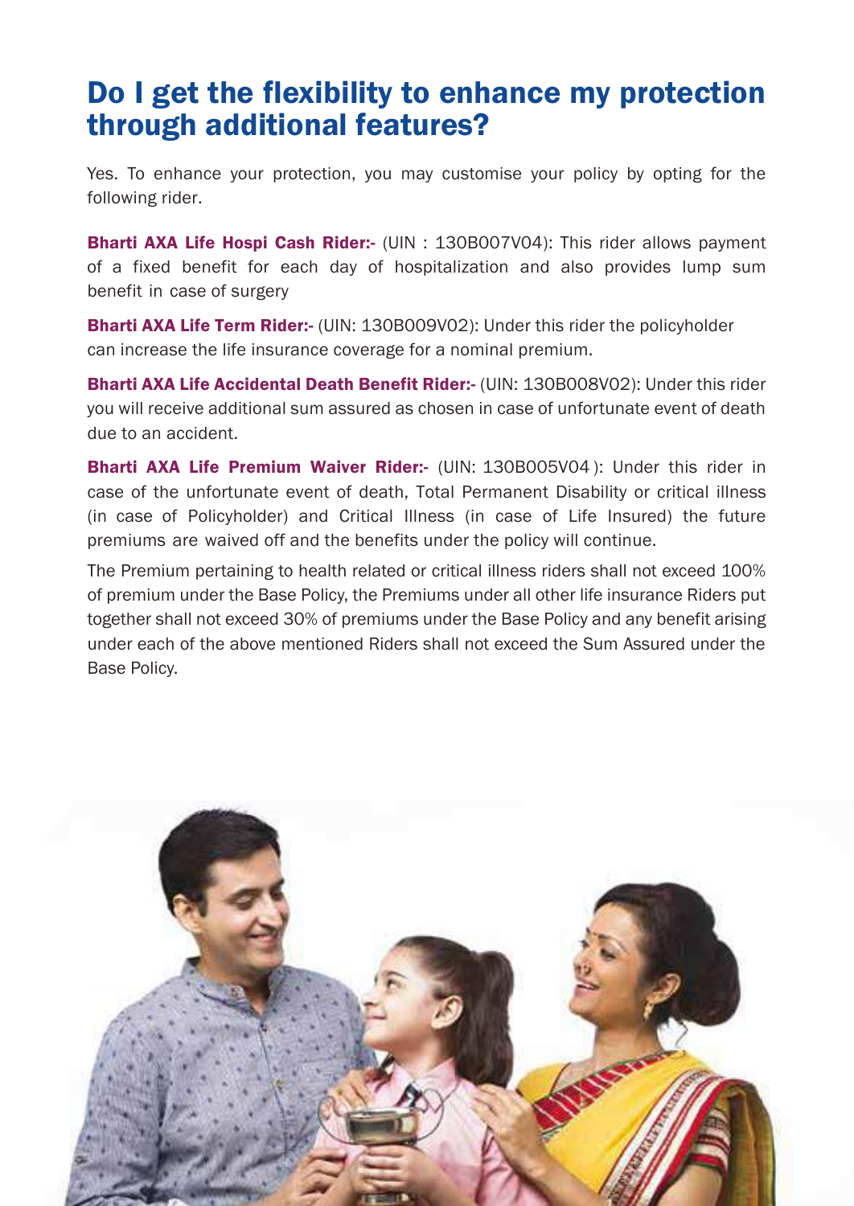# Do I get the flexibility to enhance my protection through additional features?

Yes. To enhance your protection, you may customise your policy by opting for the following rider.

**Bharti AXA Life Hospi Cash Rider:-** (UIN : 130B007V04): This rider allows payment of a fixed benefit for each day of hospitalization and also provides lump sum benefit in case of surgery

**Bharti AXA Life Term Rider:-** (UIN: 130B009V02): Under this rider the policyholder can increase the life insurance coverage for a nominal premium.

**Bharti AXA Life Accidental Death Benefit Rider:-** (UIN: 130B008V02): Under this rider you will receive additional sum assured as chosen in case of unfortunate event of death due to an accident.

**Bharti AXA Life Premium Waiver Rider:-** (UIN: 130B005V04 ): Under this rider in case of the unfortunate event of death, Total Permanent Disability or critical illness (in case of Policyholder) and Critical Illness (in case of Life Insured) the future premiums are waived off and the benefits under the policy will continue.

The Premium pertaining to health related or critical illness riders shall not exceed 100% of premium under the Base Policy, the Premiums under all other life insurance Riders put together shall not exceed 30% of premiums under the Base Policy and any benefit arising under each of the above mentioned Riders shall not exceed the Sum Assured under the Base Policy.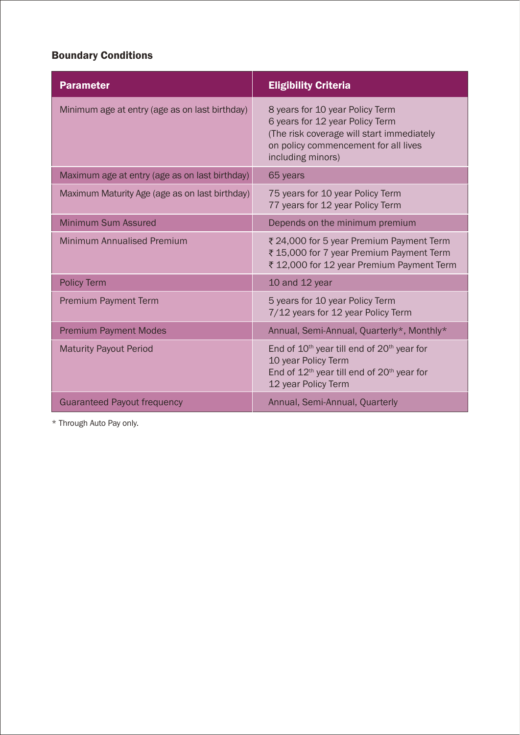### Boundary Conditions

| Parameter | Eligibility Criteria |
|---|---|
| Minimum age at entry (age as on last birthday) | 8 years for 10 year Policy Term<br>6 years for 12 year Policy Term<br>(The risk coverage will start immediately on policy commencement for all lives including minors) |
| Maximum age at entry (age as on last birthday) | 65 years |
| Maximum Maturity Age (age as on last birthday) | 75 years for 10 year Policy Term<br>77 years for 12 year Policy Term |
| Minimum Sum Assured | Depends on the minimum premium |
| Minimum Annualised Premium | ₹ 24,000 for 5 year Premium Payment Term<br>₹ 15,000 for 7 year Premium Payment Term<br>₹ 12,000 for 12 year Premium Payment Term |
| Policy Term | 10 and 12 year |
| Premium Payment Term | 5 years for 10 year Policy Term<br>7/12 years for 12 year Policy Term |
| Premium Payment Modes | Annual, Semi-Annual, Quarterly*, Monthly* |
| Maturity Payout Period | End of 10th year till end of 20th year for 10 year Policy Term<br>End of 12th year till end of 20th year for 12 year Policy Term |
| Guaranteed Payout frequency | Annual, Semi-Annual, Quarterly |

* Through Auto Pay only.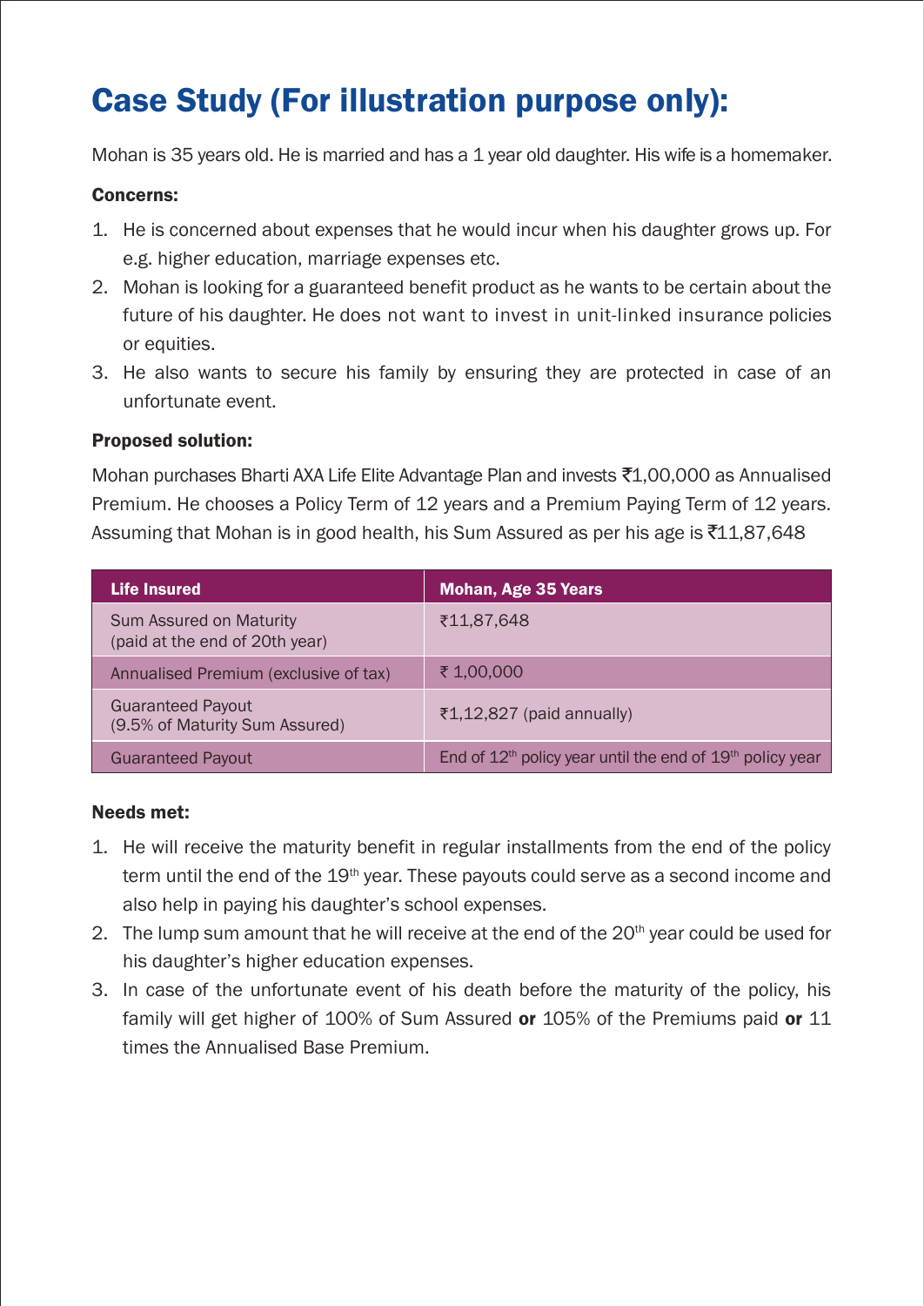# Case Study (For illustration purpose only):

Mohan is 35 years old. He is married and has a 1 year old daughter. His wife is a homemaker.

### Concerns:

1. He is concerned about expenses that he would incur when his daughter grows up. For e.g. higher education, marriage expenses etc.
2. Mohan is looking for a guaranteed benefit product as he wants to be certain about the future of his daughter. He does not want to invest in unit-linked insurance policies or equities.
3. He also wants to secure his family by ensuring they are protected in case of an unfortunate event.

### Proposed solution:

Mohan purchases Bharti AXA Life Elite Advantage Plan and invests ₹1,00,000 as Annualised Premium. He chooses a Policy Term of 12 years and a Premium Paying Term of 12 years. Assuming that Mohan is in good health, his Sum Assured as per his age is ₹11,87,648

| Life Insured | Mohan, Age 35 Years |
|---|---|
| Sum Assured on Maturity (paid at the end of 20th year) | ₹11,87,648 |
| Annualised Premium (exclusive of tax) | ₹ 1,00,000 |
| Guaranteed Payout (9.5% of Maturity Sum Assured) | ₹1,12,827 (paid annually) |
| Guaranteed Payout | End of 12th policy year until the end of 19th policy year |

### Needs met:

1. He will receive the maturity benefit in regular installments from the end of the policy term until the end of the 19th year. These payouts could serve as a second income and also help in paying his daughter's school expenses.
2. The lump sum amount that he will receive at the end of the 20th year could be used for his daughter's higher education expenses.
3. In case of the unfortunate event of his death before the maturity of the policy, his family will get higher of 100% of Sum Assured **or** 105% of the Premiums paid **or** 11 times the Annualised Base Premium.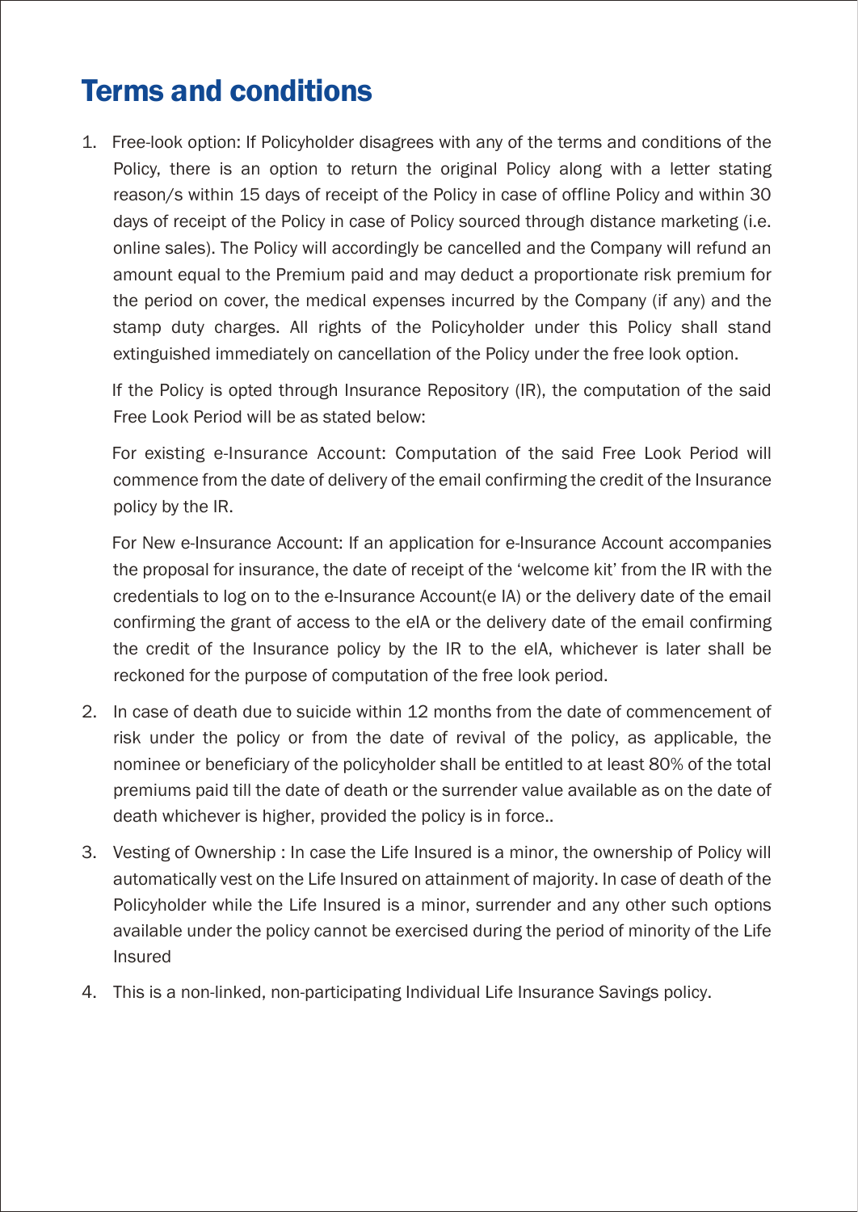# Terms and conditions

1. Free-look option: If Policyholder disagrees with any of the terms and conditions of the Policy, there is an option to return the original Policy along with a letter stating reason/s within 15 days of receipt of the Policy in case of offline Policy and within 30 days of receipt of the Policy in case of Policy sourced through distance marketing (i.e. online sales). The Policy will accordingly be cancelled and the Company will refund an amount equal to the Premium paid and may deduct a proportionate risk premium for the period on cover, the medical expenses incurred by the Company (if any) and the stamp duty charges. All rights of the Policyholder under this Policy shall stand extinguished immediately on cancellation of the Policy under the free look option.

   If the Policy is opted through Insurance Repository (IR), the computation of the said Free Look Period will be as stated below:

   For existing e-Insurance Account: Computation of the said Free Look Period will commence from the date of delivery of the email confirming the credit of the Insurance policy by the IR.

   For New e-Insurance Account: If an application for e-Insurance Account accompanies the proposal for insurance, the date of receipt of the 'welcome kit' from the IR with the credentials to log on to the e-Insurance Account(e IA) or the delivery date of the email confirming the grant of access to the eIA or the delivery date of the email confirming the credit of the Insurance policy by the IR to the eIA, whichever is later shall be reckoned for the purpose of computation of the free look period.

2. In case of death due to suicide within 12 months from the date of commencement of risk under the policy or from the date of revival of the policy, as applicable, the nominee or beneficiary of the policyholder shall be entitled to at least 80% of the total premiums paid till the date of death or the surrender value available as on the date of death whichever is higher, provided the policy is in force..

3. Vesting of Ownership : In case the Life Insured is a minor, the ownership of Policy will automatically vest on the Life Insured on attainment of majority. In case of death of the Policyholder while the Life Insured is a minor, surrender and any other such options available under the policy cannot be exercised during the period of minority of the Life Insured

4. This is a non-linked, non-participating Individual Life Insurance Savings policy.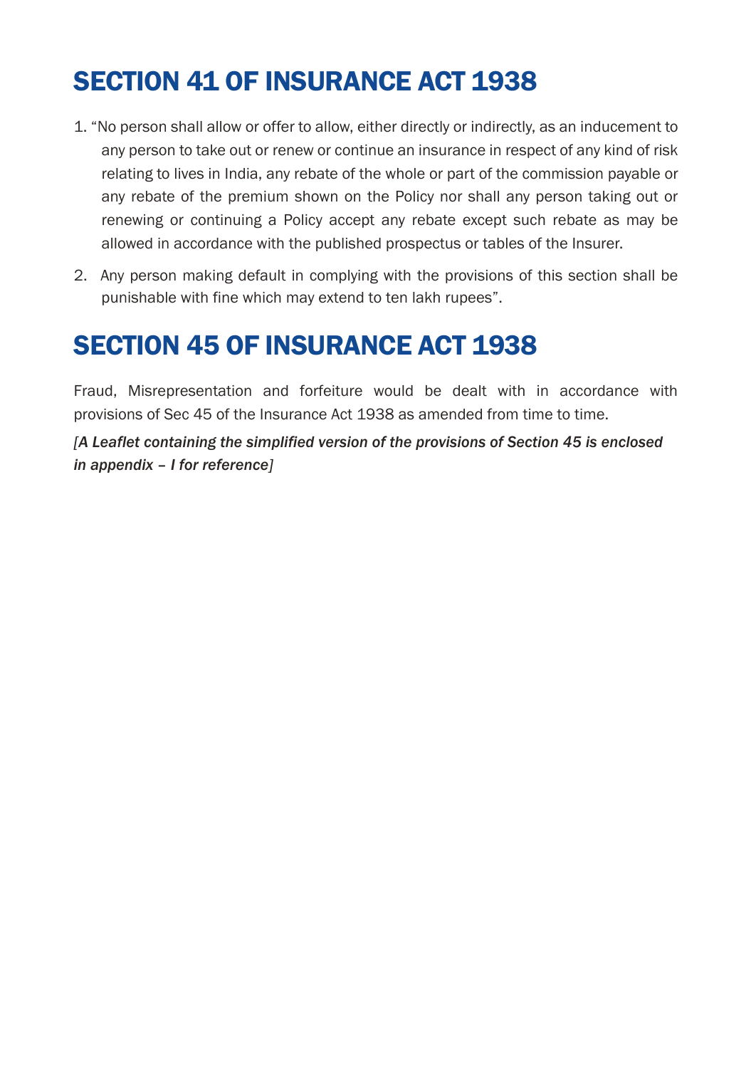# SECTION 41 OF INSURANCE ACT 1938

1. "No person shall allow or offer to allow, either directly or indirectly, as an inducement to any person to take out or renew or continue an insurance in respect of any kind of risk relating to lives in India, any rebate of the whole or part of the commission payable or any rebate of the premium shown on the Policy nor shall any person taking out or renewing or continuing a Policy accept any rebate except such rebate as may be allowed in accordance with the published prospectus or tables of the Insurer.
2. Any person making default in complying with the provisions of this section shall be punishable with fine which may extend to ten lakh rupees".

# SECTION 45 OF INSURANCE ACT 1938

Fraud, Misrepresentation and forfeiture would be dealt with in accordance with provisions of Sec 45 of the Insurance Act 1938 as amended from time to time.

*[A Leaflet containing the simplified version of the provisions of Section 45 is enclosed in appendix – I for reference]*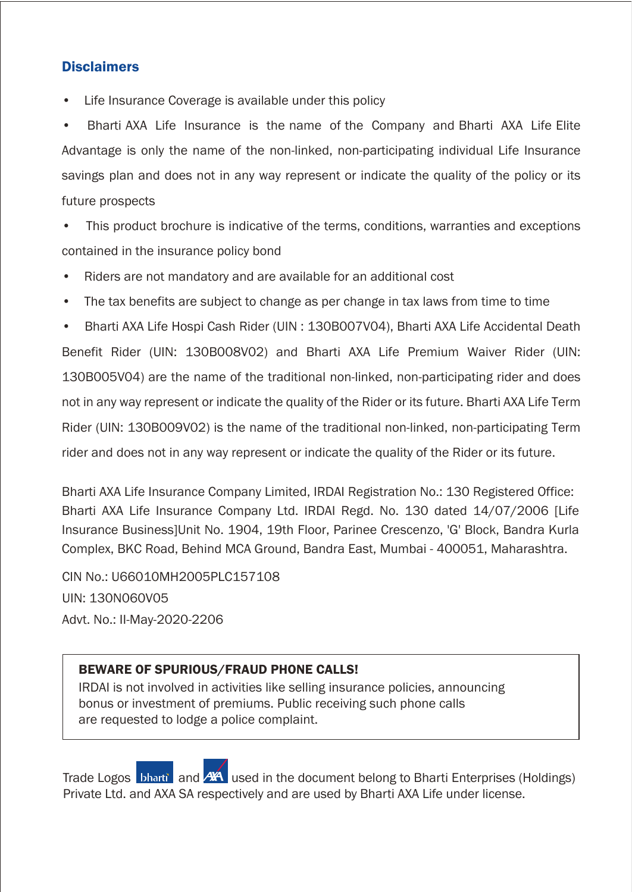## Disclaimers

- Life Insurance Coverage is available under this policy
- Bharti AXA Life Insurance is the name of the Company and Bharti AXA Life Elite Advantage is only the name of the non-linked, non-participating individual Life Insurance savings plan and does not in any way represent or indicate the quality of the policy or its future prospects
- This product brochure is indicative of the terms, conditions, warranties and exceptions contained in the insurance policy bond
- Riders are not mandatory and are available for an additional cost
- The tax benefits are subject to change as per change in tax laws from time to time
- Bharti AXA Life Hospi Cash Rider (UIN : 130B007V04), Bharti AXA Life Accidental Death Benefit Rider (UIN: 130B008V02) and Bharti AXA Life Premium Waiver Rider (UIN: 130B005V04) are the name of the traditional non-linked, non-participating rider and does not in any way represent or indicate the quality of the Rider or its future. Bharti AXA Life Term Rider (UIN: 130B009V02) is the name of the traditional non-linked, non-participating Term rider and does not in any way represent or indicate the quality of the Rider or its future.

Bharti AXA Life Insurance Company Limited, IRDAI Registration No.: 130 Registered Office: Bharti AXA Life Insurance Company Ltd. IRDAI Regd. No. 130 dated 14/07/2006 [Life Insurance Business]Unit No. 1904, 19th Floor, Parinee Crescenzo, 'G' Block, Bandra Kurla Complex, BKC Road, Behind MCA Ground, Bandra East, Mumbai - 400051, Maharashtra.

CIN No.: U66010MH2005PLC157108
UIN: 130N060V05
Advt. No.: II-May-2020-2206

**BEWARE OF SPURIOUS/FRAUD PHONE CALLS!**
IRDAI is not involved in activities like selling insurance policies, announcing bonus or investment of premiums. Public receiving such phone calls are requested to lodge a police complaint.

Trade Logos bharti and AXA used in the document belong to Bharti Enterprises (Holdings) Private Ltd. and AXA SA respectively and are used by Bharti AXA Life under license.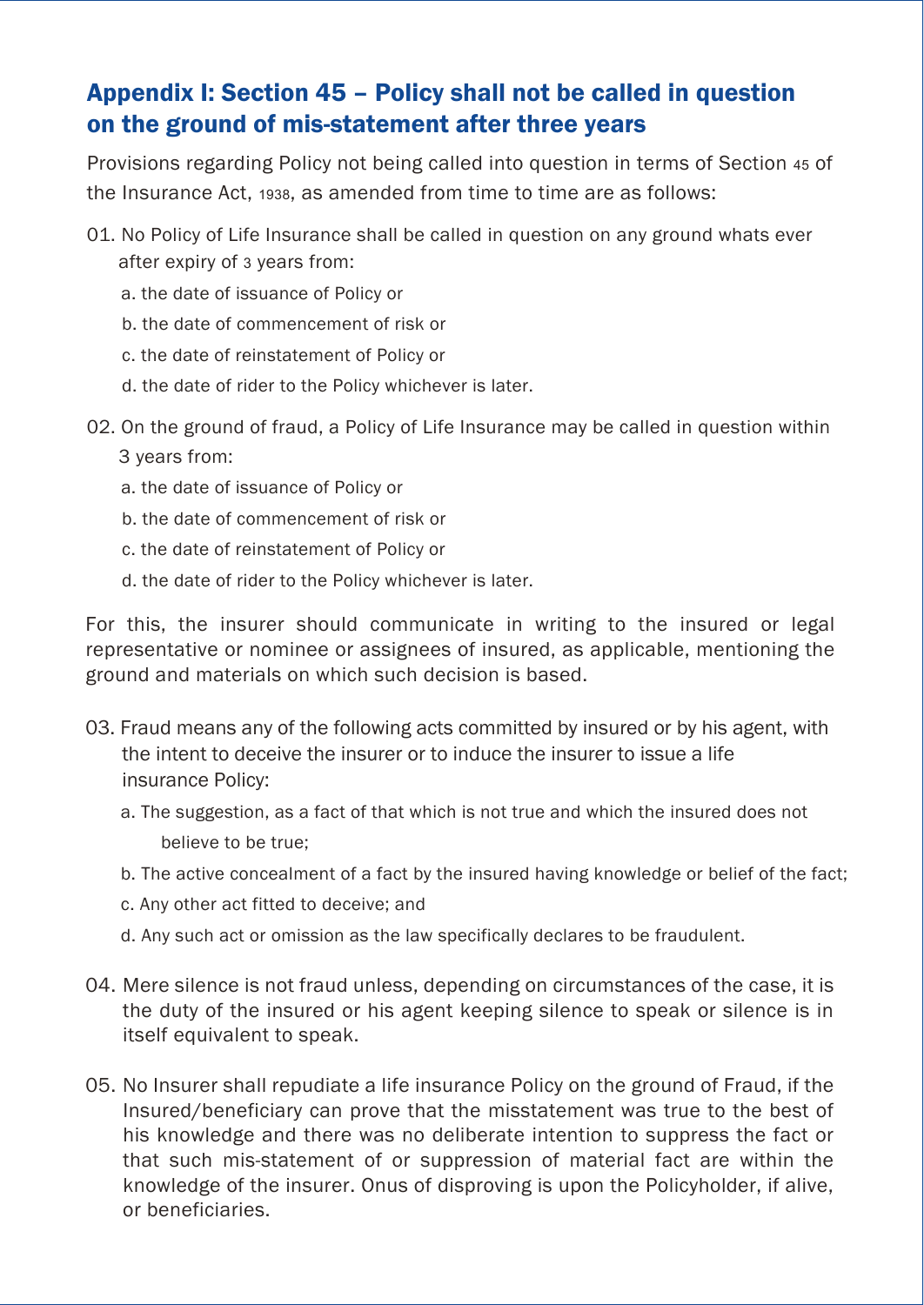## Appendix I: Section 45 – Policy shall not be called in question on the ground of mis-statement after three years

Provisions regarding Policy not being called into question in terms of Section 45 of the Insurance Act, 1938, as amended from time to time are as follows:

01. No Policy of Life Insurance shall be called in question on any ground whats ever after expiry of 3 years from:
    - a. the date of issuance of Policy or
    - b. the date of commencement of risk or
    - c. the date of reinstatement of Policy or
    - d. the date of rider to the Policy whichever is later.

02. On the ground of fraud, a Policy of Life Insurance may be called in question within 3 years from:
    - a. the date of issuance of Policy or
    - b. the date of commencement of risk or
    - c. the date of reinstatement of Policy or
    - d. the date of rider to the Policy whichever is later.

For this, the insurer should communicate in writing to the insured or legal representative or nominee or assignees of insured, as applicable, mentioning the ground and materials on which such decision is based.

03. Fraud means any of the following acts committed by insured or by his agent, with the intent to deceive the insurer or to induce the insurer to issue a life insurance Policy:
    - a. The suggestion, as a fact of that which is not true and which the insured does not believe to be true;
    - b. The active concealment of a fact by the insured having knowledge or belief of the fact;
    - c. Any other act fitted to deceive; and
    - d. Any such act or omission as the law specifically declares to be fraudulent.

04. Mere silence is not fraud unless, depending on circumstances of the case, it is the duty of the insured or his agent keeping silence to speak or silence is in itself equivalent to speak.

05. No Insurer shall repudiate a life insurance Policy on the ground of Fraud, if the Insured/beneficiary can prove that the misstatement was true to the best of his knowledge and there was no deliberate intention to suppress the fact or that such mis-statement of or suppression of material fact are within the knowledge of the insurer. Onus of disproving is upon the Policyholder, if alive, or beneficiaries.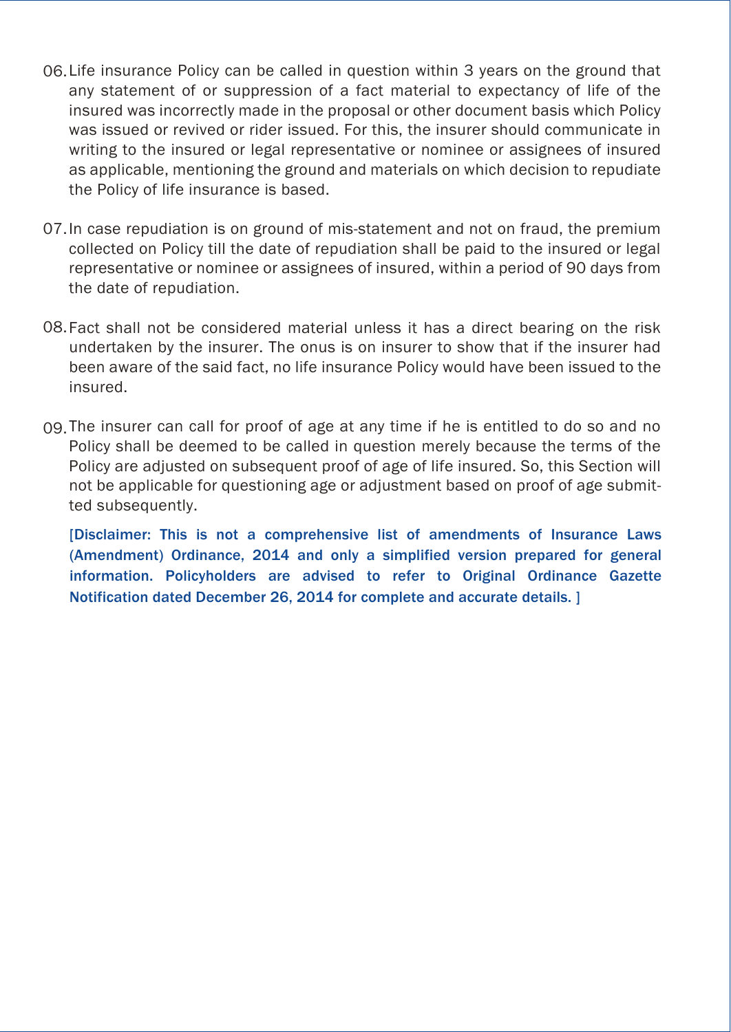06. Life insurance Policy can be called in question within 3 years on the ground that any statement of or suppression of a fact material to expectancy of life of the insured was incorrectly made in the proposal or other document basis which Policy was issued or revived or rider issued. For this, the insurer should communicate in writing to the insured or legal representative or nominee or assignees of insured as applicable, mentioning the ground and materials on which decision to repudiate the Policy of life insurance is based.

07. In case repudiation is on ground of mis-statement and not on fraud, the premium collected on Policy till the date of repudiation shall be paid to the insured or legal representative or nominee or assignees of insured, within a period of 90 days from the date of repudiation.

08. Fact shall not be considered material unless it has a direct bearing on the risk undertaken by the insurer. The onus is on insurer to show that if the insurer had been aware of the said fact, no life insurance Policy would have been issued to the insured.

09. The insurer can call for proof of age at any time if he is entitled to do so and no Policy shall be deemed to be called in question merely because the terms of the Policy are adjusted on subsequent proof of age of life insured. So, this Section will not be applicable for questioning age or adjustment based on proof of age submitted subsequently.

**[Disclaimer: This is not a comprehensive list of amendments of Insurance Laws (Amendment) Ordinance, 2014 and only a simplified version prepared for general information. Policyholders are advised to refer to Original Ordinance Gazette Notification dated December 26, 2014 for complete and accurate details. ]**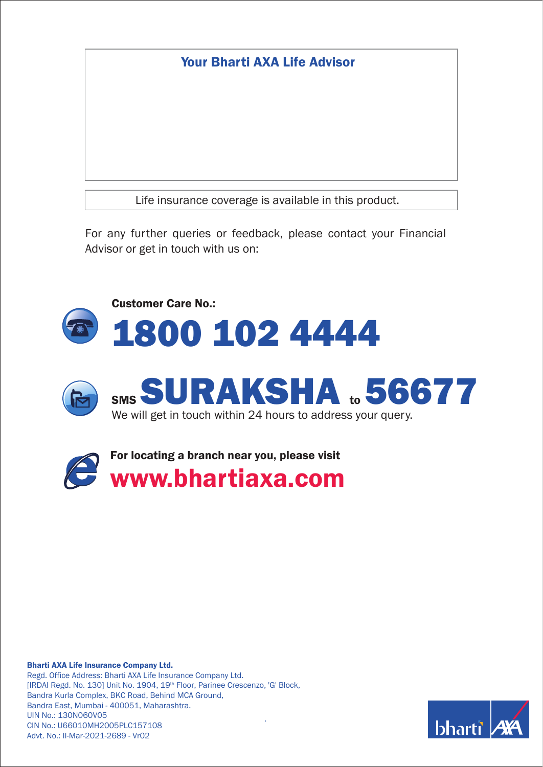**Your Bharti AXA Life Advisor**

Life insurance coverage is available in this product.

For any further queries or feedback, please contact your Financial Advisor or get in touch with us on:

**Customer Care No.:**

# 1800 102 4444

**SMS SURAKSHA to 56677**

We will get in touch within 24 hours to address your query.

**For locating a branch near you, please visit**

**www.bhartiaxa.com**

**Bharti AXA Life Insurance Company Ltd.**
Regd. Office Address: Bharti AXA Life Insurance Company Ltd.
[IRDAI Regd. No. 130] Unit No. 1904, 19th Floor, Parinee Crescenzo, 'G' Block,
Bandra Kurla Complex, BKC Road, Behind MCA Ground,
Bandra East, Mumbai - 400051, Maharashtra.
UIN No.: 130N060V05
CIN No.: U66010MH2005PLC157108
Advt. No.: II-Mar-2021-2689 - Vr02

bharti AXA